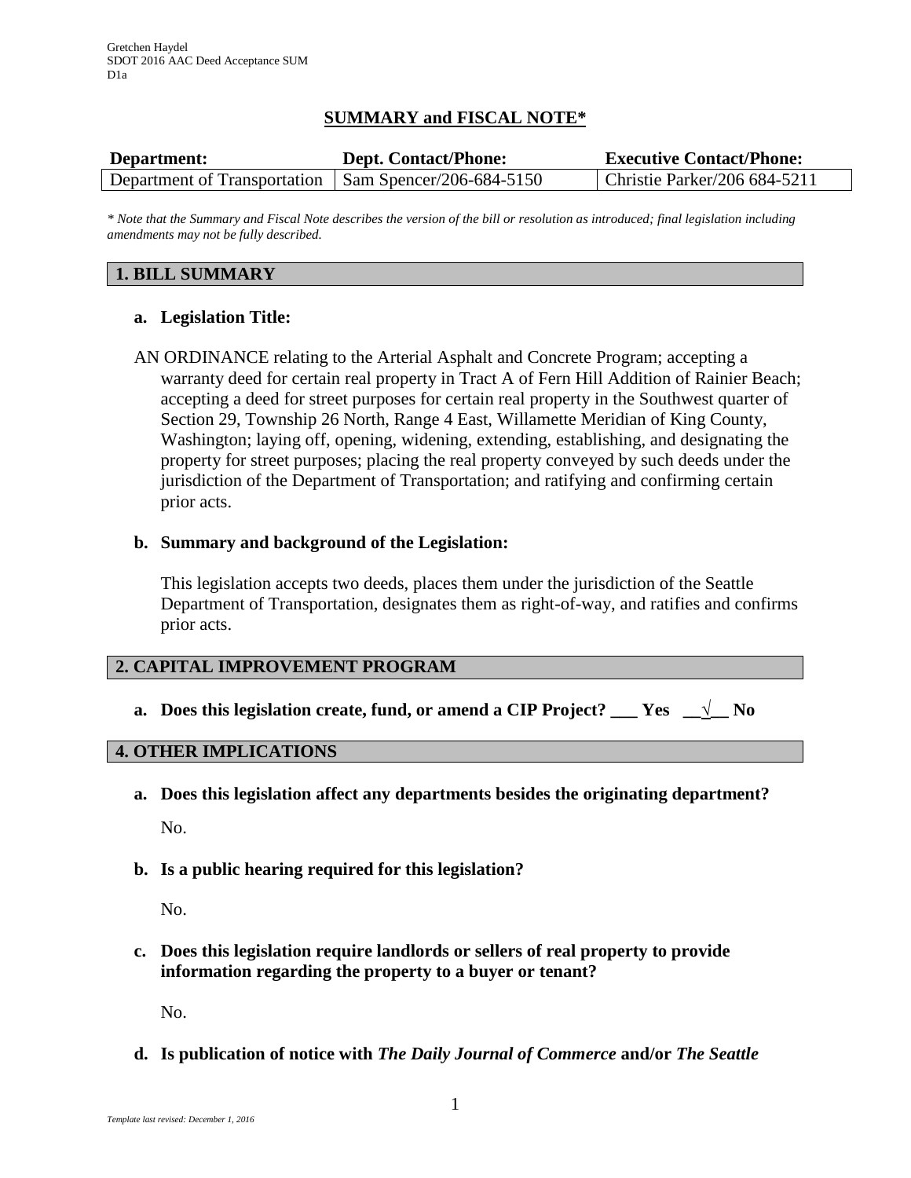Gretchen Haydel
SDOT 2016 AAC Deed Acceptance SUM
D1a

## SUMMARY and FISCAL NOTE*

| Department: | Dept. Contact/Phone: | Executive Contact/Phone: |
|---|---|---|
| Department of Transportation | Sam Spencer/206-684-5150 | Christie Parker/206 684-5211 |

*\* Note that the Summary and Fiscal Note describes the version of the bill or resolution as introduced; final legislation including amendments may not be fully described.*

## 1. BILL SUMMARY

**a. Legislation Title:**

AN ORDINANCE relating to the Arterial Asphalt and Concrete Program; accepting a warranty deed for certain real property in Tract A of Fern Hill Addition of Rainier Beach; accepting a deed for street purposes for certain real property in the Southwest quarter of Section 29, Township 26 North, Range 4 East, Willamette Meridian of King County, Washington; laying off, opening, widening, extending, establishing, and designating the property for street purposes; placing the real property conveyed by such deeds under the jurisdiction of the Department of Transportation; and ratifying and confirming certain prior acts.

**b. Summary and background of the Legislation:**

This legislation accepts two deeds, places them under the jurisdiction of the Seattle Department of Transportation, designates them as right-of-way, and ratifies and confirms prior acts.

## 2. CAPITAL IMPROVEMENT PROGRAM

**a. Does this legislation create, fund, or amend a CIP Project? \_\_\_ Yes \_\_√\_\_ No**

## 4. OTHER IMPLICATIONS

**a. Does this legislation affect any departments besides the originating department?**

No.

**b. Is a public hearing required for this legislation?**

No.

**c. Does this legislation require landlords or sellers of real property to provide information regarding the property to a buyer or tenant?**

No.

**d. Is publication of notice with *The Daily Journal of Commerce* and/or *The Seattle***

*Template last revised: December 1, 2016*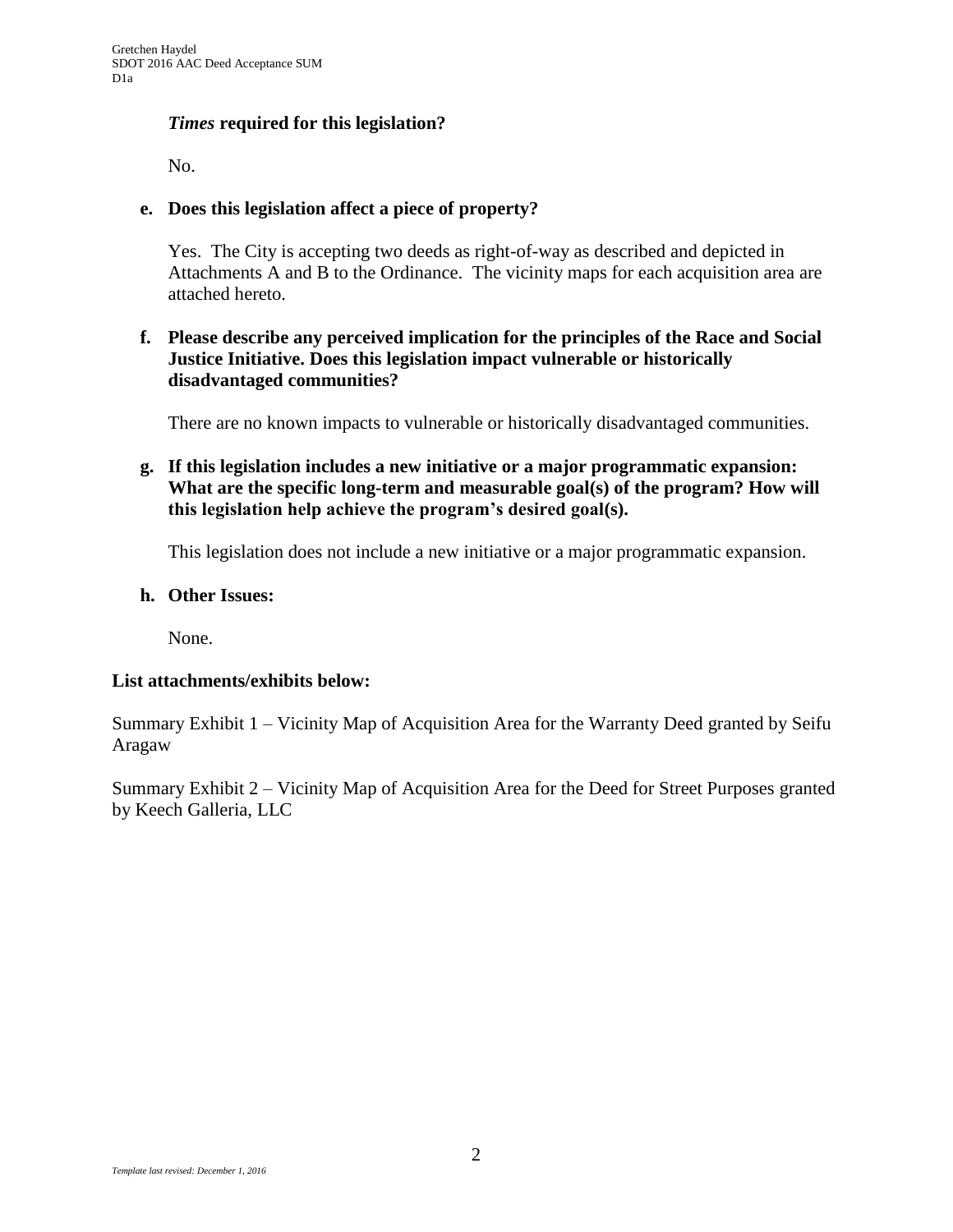***Times* required for this legislation?**

No.

**e. Does this legislation affect a piece of property?**

Yes. The City is accepting two deeds as right-of-way as described and depicted in Attachments A and B to the Ordinance. The vicinity maps for each acquisition area are attached hereto.

**f. Please describe any perceived implication for the principles of the Race and Social Justice Initiative. Does this legislation impact vulnerable or historically disadvantaged communities?**

There are no known impacts to vulnerable or historically disadvantaged communities.

**g. If this legislation includes a new initiative or a major programmatic expansion: What are the specific long-term and measurable goal(s) of the program? How will this legislation help achieve the program's desired goal(s).**

This legislation does not include a new initiative or a major programmatic expansion.

**h. Other Issues:**

None.

**List attachments/exhibits below:**

Summary Exhibit 1 – Vicinity Map of Acquisition Area for the Warranty Deed granted by Seifu Aragaw

Summary Exhibit 2 – Vicinity Map of Acquisition Area for the Deed for Street Purposes granted by Keech Galleria, LLC